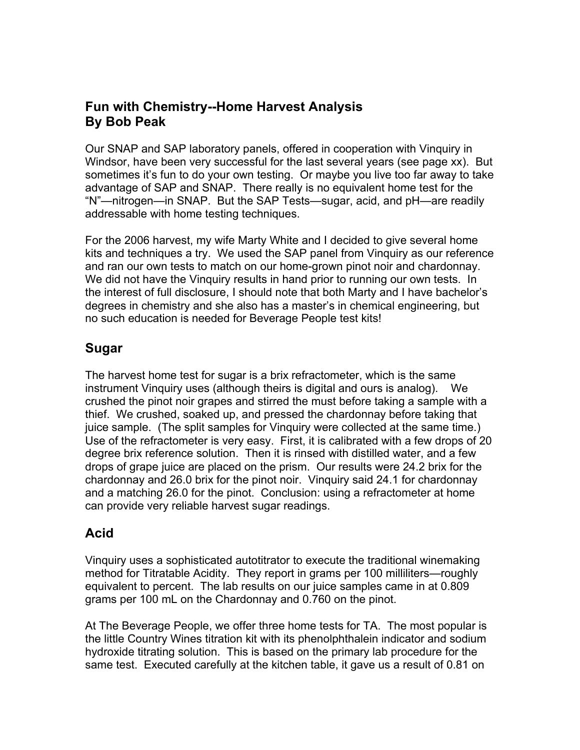# Fun with Chemistry--Home Harvest Analysis
## By Bob Peak

Our SNAP and SAP laboratory panels, offered in cooperation with Vinquiry in Windsor, have been very successful for the last several years (see page xx). But sometimes it's fun to do your own testing. Or maybe you live too far away to take advantage of SAP and SNAP. There really is no equivalent home test for the "N"—nitrogen—in SNAP. But the SAP Tests—sugar, acid, and pH—are readily addressable with home testing techniques.

For the 2006 harvest, my wife Marty White and I decided to give several home kits and techniques a try. We used the SAP panel from Vinquiry as our reference and ran our own tests to match on our home-grown pinot noir and chardonnay. We did not have the Vinquiry results in hand prior to running our own tests. In the interest of full disclosure, I should note that both Marty and I have bachelor's degrees in chemistry and she also has a master's in chemical engineering, but no such education is needed for Beverage People test kits!

## Sugar

The harvest home test for sugar is a brix refractometer, which is the same instrument Vinquiry uses (although theirs is digital and ours is analog). We crushed the pinot noir grapes and stirred the must before taking a sample with a thief. We crushed, soaked up, and pressed the chardonnay before taking that juice sample. (The split samples for Vinquiry were collected at the same time.) Use of the refractometer is very easy. First, it is calibrated with a few drops of 20 degree brix reference solution. Then it is rinsed with distilled water, and a few drops of grape juice are placed on the prism. Our results were 24.2 brix for the chardonnay and 26.0 brix for the pinot noir. Vinquiry said 24.1 for chardonnay and a matching 26.0 for the pinot. Conclusion: using a refractometer at home can provide very reliable harvest sugar readings.

## Acid

Vinquiry uses a sophisticated autotitrator to execute the traditional winemaking method for Titratable Acidity. They report in grams per 100 milliliters—roughly equivalent to percent. The lab results on our juice samples came in at 0.809 grams per 100 mL on the Chardonnay and 0.760 on the pinot.

At The Beverage People, we offer three home tests for TA. The most popular is the little Country Wines titration kit with its phenolphthalein indicator and sodium hydroxide titrating solution. This is based on the primary lab procedure for the same test. Executed carefully at the kitchen table, it gave us a result of 0.81 on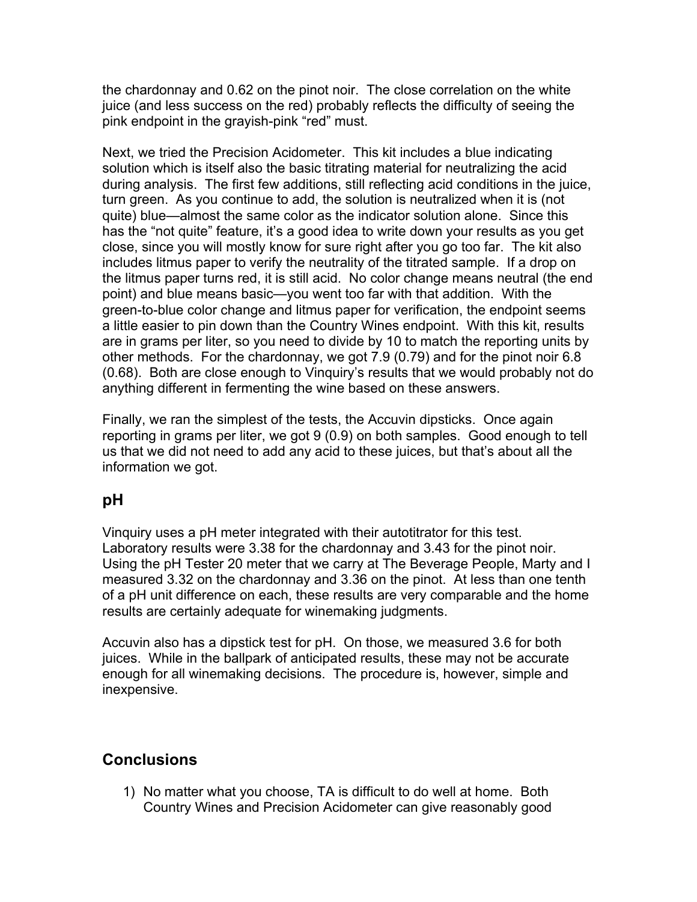the chardonnay and 0.62 on the pinot noir. The close correlation on the white juice (and less success on the red) probably reflects the difficulty of seeing the pink endpoint in the grayish-pink "red" must.

Next, we tried the Precision Acidometer. This kit includes a blue indicating solution which is itself also the basic titrating material for neutralizing the acid during analysis. The first few additions, still reflecting acid conditions in the juice, turn green. As you continue to add, the solution is neutralized when it is (not quite) blue—almost the same color as the indicator solution alone. Since this has the "not quite" feature, it's a good idea to write down your results as you get close, since you will mostly know for sure right after you go too far. The kit also includes litmus paper to verify the neutrality of the titrated sample. If a drop on the litmus paper turns red, it is still acid. No color change means neutral (the end point) and blue means basic—you went too far with that addition. With the green-to-blue color change and litmus paper for verification, the endpoint seems a little easier to pin down than the Country Wines endpoint. With this kit, results are in grams per liter, so you need to divide by 10 to match the reporting units by other methods. For the chardonnay, we got 7.9 (0.79) and for the pinot noir 6.8 (0.68). Both are close enough to Vinquiry's results that we would probably not do anything different in fermenting the wine based on these answers.

Finally, we ran the simplest of the tests, the Accuvin dipsticks. Once again reporting in grams per liter, we got 9 (0.9) on both samples. Good enough to tell us that we did not need to add any acid to these juices, but that's about all the information we got.

## pH

Vinquiry uses a pH meter integrated with their autotitrator for this test. Laboratory results were 3.38 for the chardonnay and 3.43 for the pinot noir. Using the pH Tester 20 meter that we carry at The Beverage People, Marty and I measured 3.32 on the chardonnay and 3.36 on the pinot. At less than one tenth of a pH unit difference on each, these results are very comparable and the home results are certainly adequate for winemaking judgments.

Accuvin also has a dipstick test for pH. On those, we measured 3.6 for both juices. While in the ballpark of anticipated results, these may not be accurate enough for all winemaking decisions. The procedure is, however, simple and inexpensive.

## Conclusions

1) No matter what you choose, TA is difficult to do well at home. Both Country Wines and Precision Acidometer can give reasonably good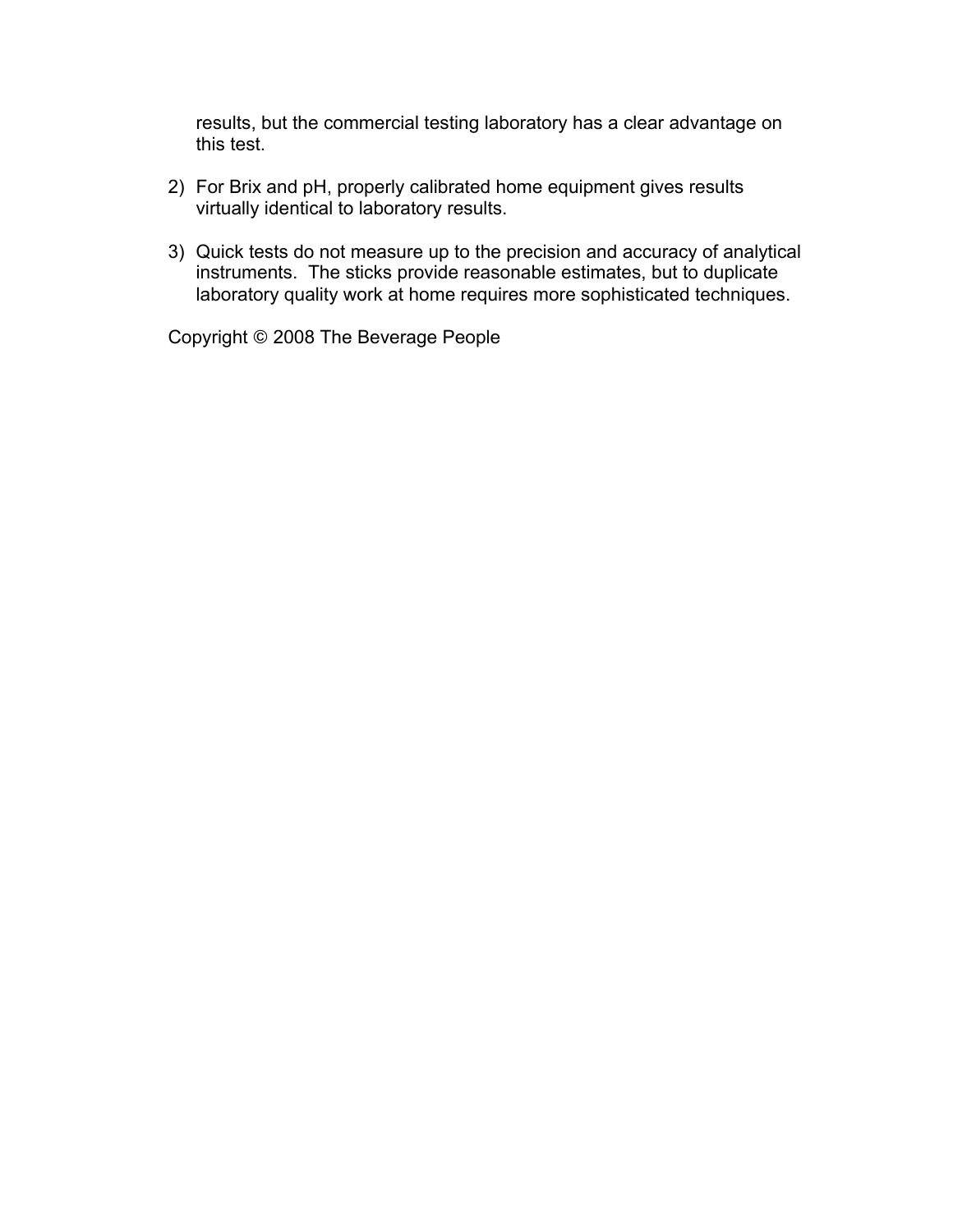results, but the commercial testing laboratory has a clear advantage on this test.

2) For Brix and pH, properly calibrated home equipment gives results virtually identical to laboratory results.

3) Quick tests do not measure up to the precision and accuracy of analytical instruments. The sticks provide reasonable estimates, but to duplicate laboratory quality work at home requires more sophisticated techniques.

Copyright © 2008 The Beverage People